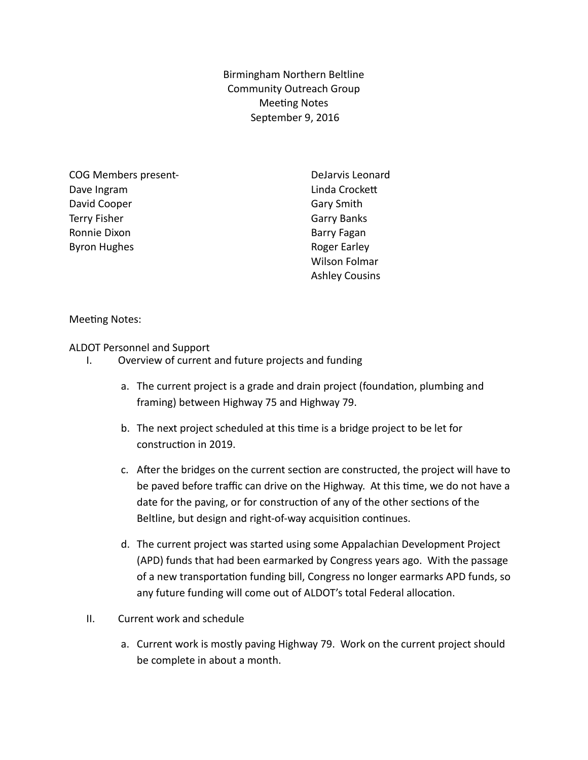Birmingham Northern Beltline
Community Outreach Group
Meeting Notes
September 9, 2016

COG Members present-
Dave Ingram
David Cooper
Terry Fisher
Ronnie Dixon
Byron Hughes
DeJarvis Leonard
Linda Crockett
Gary Smith
Garry Banks
Barry Fagan
Roger Earley
Wilson Folmar
Ashley Cousins

Meeting Notes:

ALDOT Personnel and Support

I. Overview of current and future projects and funding

   a. The current project is a grade and drain project (foundation, plumbing and framing) between Highway 75 and Highway 79.

   b. The next project scheduled at this time is a bridge project to be let for construction in 2019.

   c. After the bridges on the current section are constructed, the project will have to be paved before traffic can drive on the Highway. At this time, we do not have a date for the paving, or for construction of any of the other sections of the Beltline, but design and right-of-way acquisition continues.

   d. The current project was started using some Appalachian Development Project (APD) funds that had been earmarked by Congress years ago. With the passage of a new transportation funding bill, Congress no longer earmarks APD funds, so any future funding will come out of ALDOT's total Federal allocation.

II. Current work and schedule

   a. Current work is mostly paving Highway 79. Work on the current project should be complete in about a month.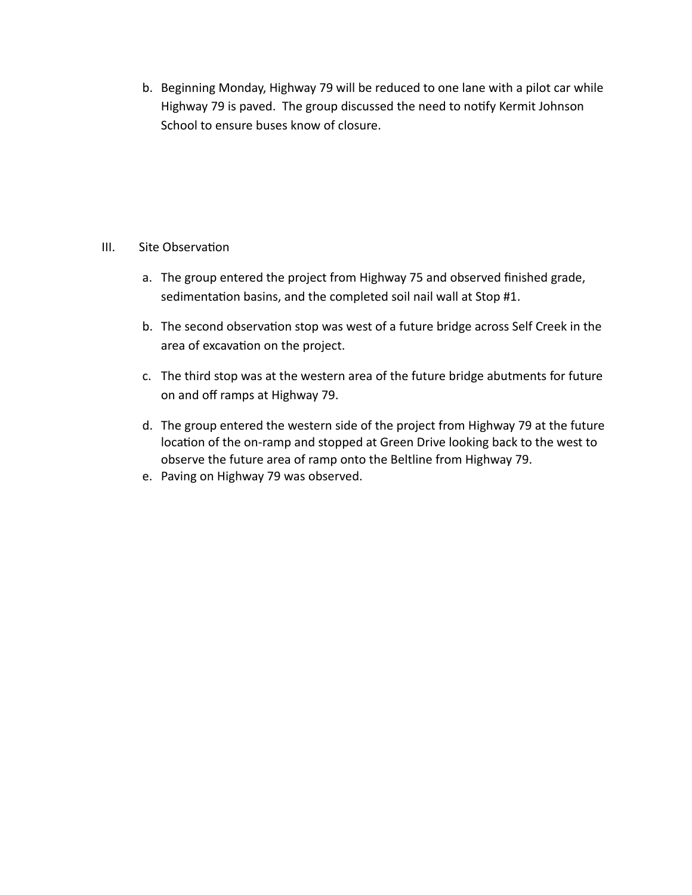b. Beginning Monday, Highway 79 will be reduced to one lane with a pilot car while Highway 79 is paved. The group discussed the need to notify Kermit Johnson School to ensure buses know of closure.

III. Site Observation

a. The group entered the project from Highway 75 and observed finished grade, sedimentation basins, and the completed soil nail wall at Stop #1.

b. The second observation stop was west of a future bridge across Self Creek in the area of excavation on the project.

c. The third stop was at the western area of the future bridge abutments for future on and off ramps at Highway 79.

d. The group entered the western side of the project from Highway 79 at the future location of the on-ramp and stopped at Green Drive looking back to the west to observe the future area of ramp onto the Beltline from Highway 79.

e. Paving on Highway 79 was observed.